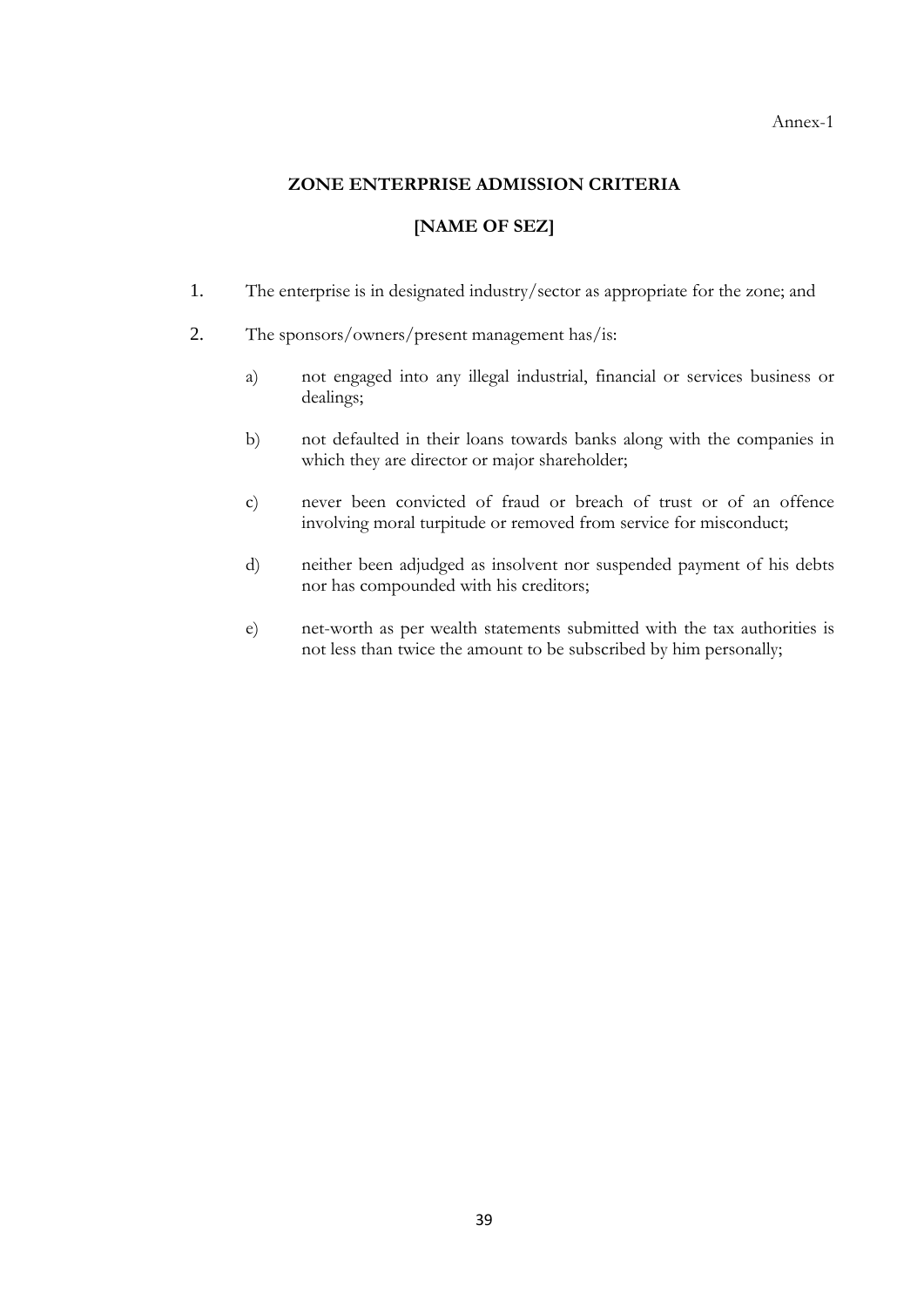Annex-1

## ZONE ENTERPRISE ADMISSION CRITERIA

## [NAME OF SEZ]

1. The enterprise is in designated industry/sector as appropriate for the zone; and

2. The sponsors/owners/present management has/is:

   a) not engaged into any illegal industrial, financial or services business or dealings;

   b) not defaulted in their loans towards banks along with the companies in which they are director or major shareholder;

   c) never been convicted of fraud or breach of trust or of an offence involving moral turpitude or removed from service for misconduct;

   d) neither been adjudged as insolvent nor suspended payment of his debts nor has compounded with his creditors;

   e) net-worth as per wealth statements submitted with the tax authorities is not less than twice the amount to be subscribed by him personally;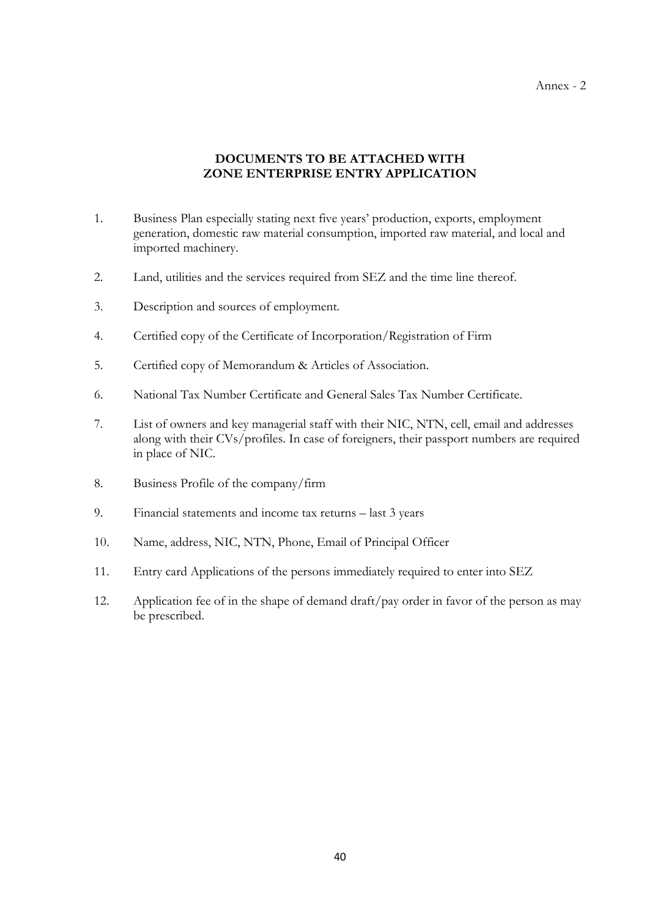Annex - 2

## DOCUMENTS TO BE ATTACHED WITH ZONE ENTERPRISE ENTRY APPLICATION

1. Business Plan especially stating next five years' production, exports, employment generation, domestic raw material consumption, imported raw material, and local and imported machinery.
2. Land, utilities and the services required from SEZ and the time line thereof.
3. Description and sources of employment.
4. Certified copy of the Certificate of Incorporation/Registration of Firm
5. Certified copy of Memorandum & Articles of Association.
6. National Tax Number Certificate and General Sales Tax Number Certificate.
7. List of owners and key managerial staff with their NIC, NTN, cell, email and addresses along with their CVs/profiles. In case of foreigners, their passport numbers are required in place of NIC.
8. Business Profile of the company/firm
9. Financial statements and income tax returns – last 3 years
10. Name, address, NIC, NTN, Phone, Email of Principal Officer
11. Entry card Applications of the persons immediately required to enter into SEZ
12. Application fee of in the shape of demand draft/pay order in favor of the person as may be prescribed.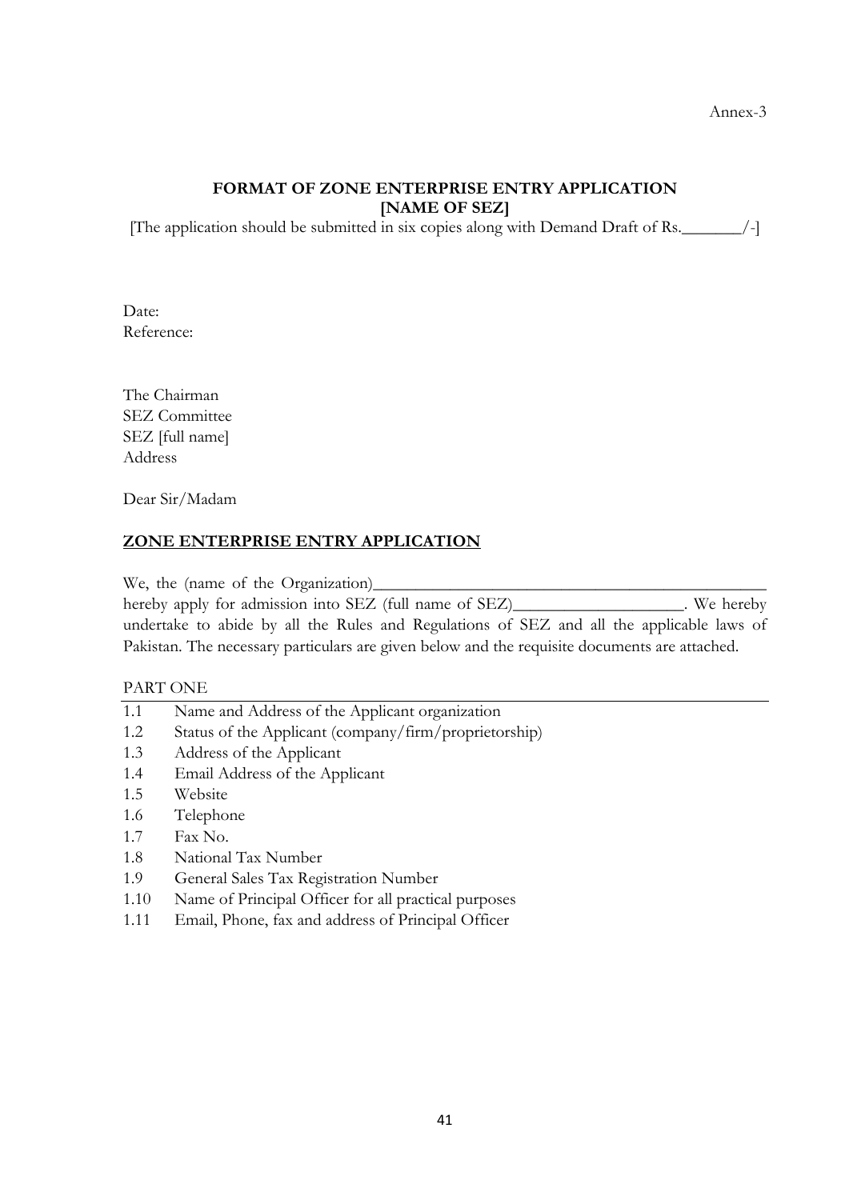Annex-3

**FORMAT OF ZONE ENTERPRISE ENTRY APPLICATION**
**[NAME OF SEZ]**

[The application should be submitted in six copies along with Demand Draft of Rs._______/-]

Date:
Reference:

The Chairman
SEZ Committee
SEZ [full name]
Address

Dear Sir/Madam

**ZONE ENTERPRISE ENTRY APPLICATION**

We, the (name of the Organization)_______________________________________________ hereby apply for admission into SEZ (full name of SEZ)____________________. We hereby undertake to abide by all the Rules and Regulations of SEZ and all the applicable laws of Pakistan. The necessary particulars are given below and the requisite documents are attached.

PART ONE

- 1.1 Name and Address of the Applicant organization
- 1.2 Status of the Applicant (company/firm/proprietorship)
- 1.3 Address of the Applicant
- 1.4 Email Address of the Applicant
- 1.5 Website
- 1.6 Telephone
- 1.7 Fax No.
- 1.8 National Tax Number
- 1.9 General Sales Tax Registration Number
- 1.10 Name of Principal Officer for all practical purposes
- 1.11 Email, Phone, fax and address of Principal Officer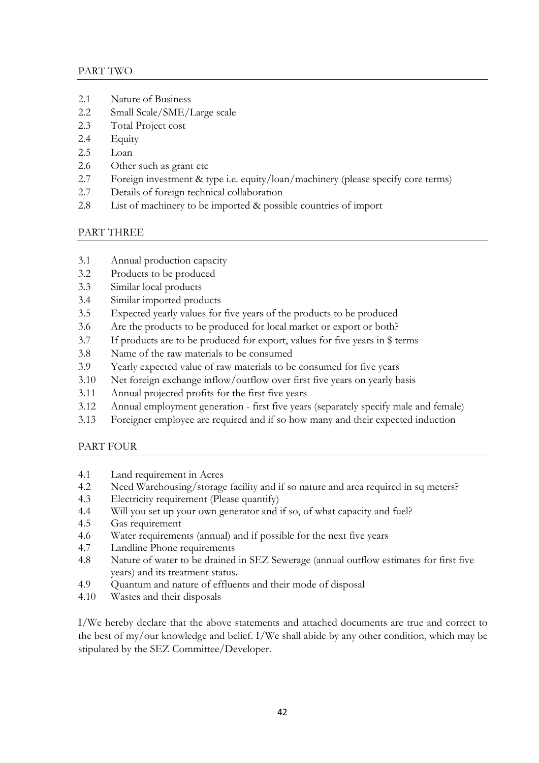PART TWO

2.1 Nature of Business
2.2 Small Scale/SME/Large scale
2.3 Total Project cost
2.4 Equity
2.5 Loan
2.6 Other such as grant etc
2.7 Foreign investment & type i.e. equity/loan/machinery (please specify core terms)
2.7 Details of foreign technical collaboration
2.8 List of machinery to be imported & possible countries of import

PART THREE

3.1 Annual production capacity
3.2 Products to be produced
3.3 Similar local products
3.4 Similar imported products
3.5 Expected yearly values for five years of the products to be produced
3.6 Are the products to be produced for local market or export or both?
3.7 If products are to be produced for export, values for five years in $ terms
3.8 Name of the raw materials to be consumed
3.9 Yearly expected value of raw materials to be consumed for five years
3.10 Net foreign exchange inflow/outflow over first five years on yearly basis
3.11 Annual projected profits for the first five years
3.12 Annual employment generation - first five years (separately specify male and female)
3.13 Foreigner employee are required and if so how many and their expected induction

PART FOUR

4.1 Land requirement in Acres
4.2 Need Warehousing/storage facility and if so nature and area required in sq meters?
4.3 Electricity requirement (Please quantify)
4.4 Will you set up your own generator and if so, of what capacity and fuel?
4.5 Gas requirement
4.6 Water requirements (annual) and if possible for the next five years
4.7 Landline Phone requirements
4.8 Nature of water to be drained in SEZ Sewerage (annual outflow estimates for first five years) and its treatment status.
4.9 Quantum and nature of effluents and their mode of disposal
4.10 Wastes and their disposals

I/We hereby declare that the above statements and attached documents are true and correct to the best of my/our knowledge and belief. I/We shall abide by any other condition, which may be stipulated by the SEZ Committee/Developer.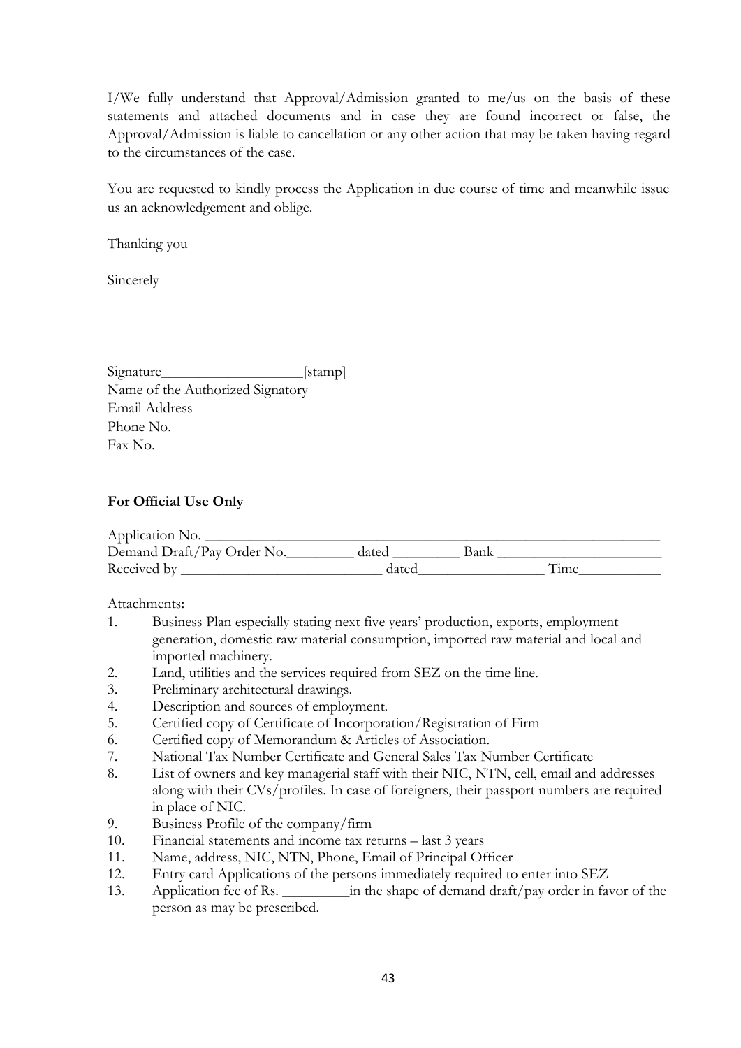I/We fully understand that Approval/Admission granted to me/us on the basis of these statements and attached documents and in case they are found incorrect or false, the Approval/Admission is liable to cancellation or any other action that may be taken having regard to the circumstances of the case.

You are requested to kindly process the Application in due course of time and meanwhile issue us an acknowledgement and oblige.

Thanking you

Sincerely

Signature___________________[stamp]
Name of the Authorized Signatory
Email Address
Phone No.
Fax No.

---

**For Official Use Only**

Application No. ________________________________________________________________
Demand Draft/Pay Order No.__________ dated __________ Bank _______________________
Received by ____________________________ dated_________________ Time___________

Attachments:

1. Business Plan especially stating next five years' production, exports, employment generation, domestic raw material consumption, imported raw material and local and imported machinery.
2. Land, utilities and the services required from SEZ on the time line.
3. Preliminary architectural drawings.
4. Description and sources of employment.
5. Certified copy of Certificate of Incorporation/Registration of Firm
6. Certified copy of Memorandum & Articles of Association.
7. National Tax Number Certificate and General Sales Tax Number Certificate
8. List of owners and key managerial staff with their NIC, NTN, cell, email and addresses along with their CVs/profiles. In case of foreigners, their passport numbers are required in place of NIC.
9. Business Profile of the company/firm
10. Financial statements and income tax returns – last 3 years
11. Name, address, NIC, NTN, Phone, Email of Principal Officer
12. Entry card Applications of the persons immediately required to enter into SEZ
13. Application fee of Rs. _________in the shape of demand draft/pay order in favor of the person as may be prescribed.